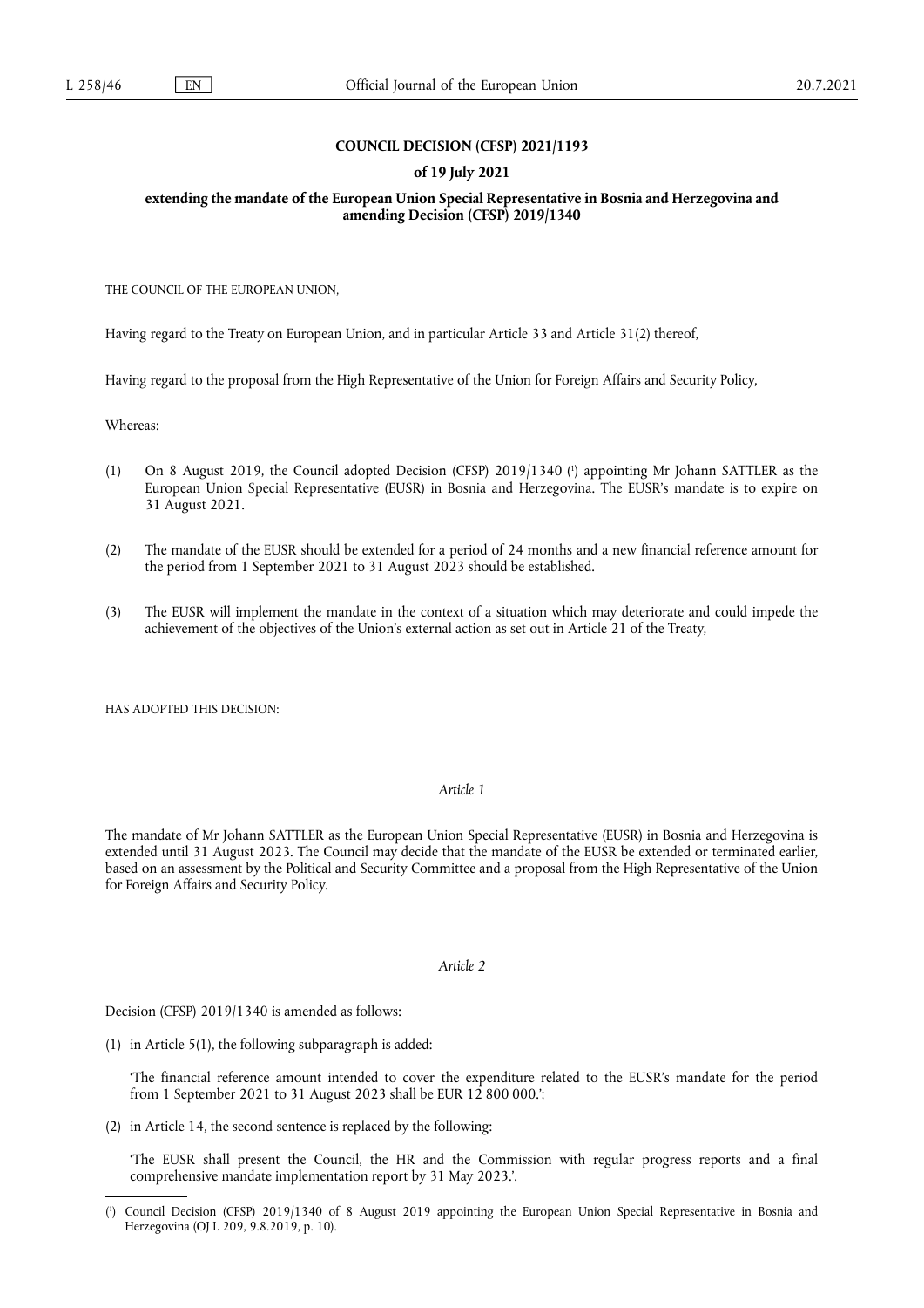**COUNCIL DECISION (CFSP) 2021/1193**

**of 19 July 2021**

**extending the mandate of the European Union Special Representative in Bosnia and Herzegovina and amending Decision (CFSP) 2019/1340**

THE COUNCIL OF THE EUROPEAN UNION,

Having regard to the Treaty on European Union, and in particular Article 33 and Article 31(2) thereof,

Having regard to the proposal from the High Representative of the Union for Foreign Affairs and Security Policy,

Whereas:

(1) On 8 August 2019, the Council adopted Decision (CFSP) 2019/1340 [1] appointing Mr Johann SATTLER as the European Union Special Representative (EUSR) in Bosnia and Herzegovina. The EUSR's mandate is to expire on 31 August 2021.

(2) The mandate of the EUSR should be extended for a period of 24 months and a new financial reference amount for the period from 1 September 2021 to 31 August 2023 should be established.

(3) The EUSR will implement the mandate in the context of a situation which may deteriorate and could impede the achievement of the objectives of the Union's external action as set out in Article 21 of the Treaty,

HAS ADOPTED THIS DECISION:

*Article 1*

The mandate of Mr Johann SATTLER as the European Union Special Representative (EUSR) in Bosnia and Herzegovina is extended until 31 August 2023. The Council may decide that the mandate of the EUSR be extended or terminated earlier, based on an assessment by the Political and Security Committee and a proposal from the High Representative of the Union for Foreign Affairs and Security Policy.

*Article 2*

Decision (CFSP) 2019/1340 is amended as follows:

(1) in Article 5(1), the following subparagraph is added:

'The financial reference amount intended to cover the expenditure related to the EUSR's mandate for the period from 1 September 2021 to 31 August 2023 shall be EUR 12 800 000.';

(2) in Article 14, the second sentence is replaced by the following:

'The EUSR shall present the Council, the HR and the Commission with regular progress reports and a final comprehensive mandate implementation report by 31 May 2023.'.

[1] Council Decision (CFSP) 2019/1340 of 8 August 2019 appointing the European Union Special Representative in Bosnia and Herzegovina (OJ L 209, 9.8.2019, p. 10).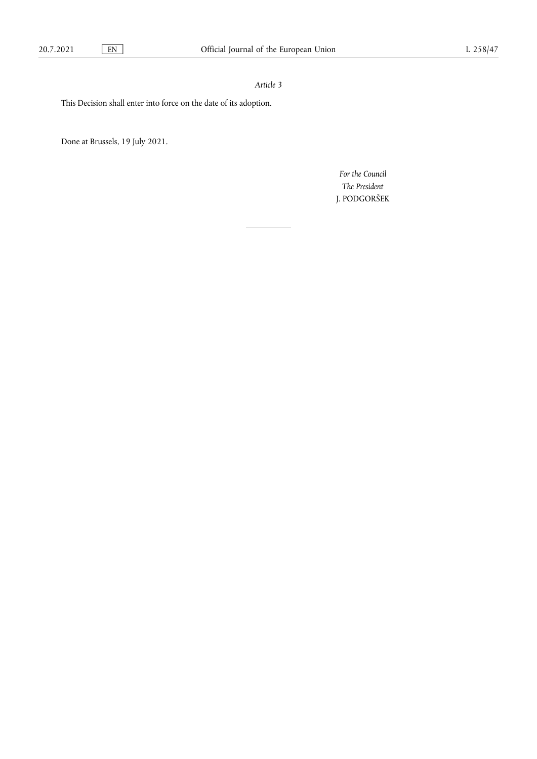*Article 3*

This Decision shall enter into force on the date of its adoption.

Done at Brussels, 19 July 2021.

*For the Council*

*The President*

J. PODGORŠEK